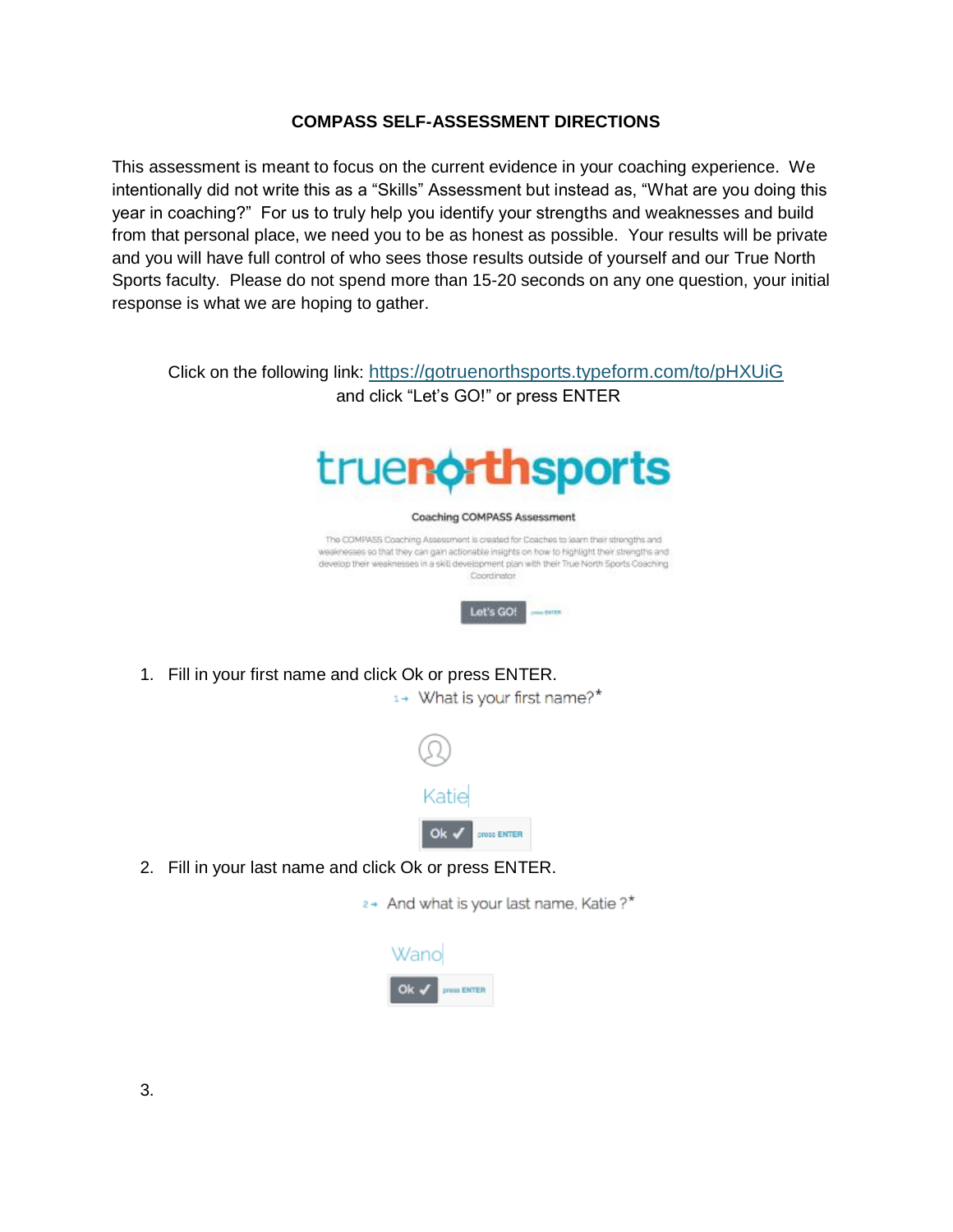**COMPASS SELF-ASSESSMENT DIRECTIONS**

This assessment is meant to focus on the current evidence in your coaching experience. We intentionally did not write this as a "Skills" Assessment but instead as, "What are you doing this year in coaching?" For us to truly help you identify your strengths and weaknesses and build from that personal place, we need you to be as honest as possible. Your results will be private and you will have full control of who sees those results outside of yourself and our True North Sports faculty. Please do not spend more than 15-20 seconds on any one question, your initial response is what we are hoping to gather.

Click on the following link: [https://gotruenorthsports.typeform.com/to/pHXUiG](https://gotruenorthsports.typeform.com/to/pHXUiG) and click "Let's GO!" or press ENTER

truenorthsports

Coaching COMPASS Assessment

The COMPASS Coaching Assessment is created for Coaches to learn their strengths and weaknesses so that they can gain actionable insights on how to highlight their strengths and develop their weaknesses in a skill development plan with their True North Sports Coaching Coordinator

Let's GO! press ENTER

1. Fill in your first name and click Ok or press ENTER.

   1→ What is your first name?*

   Katie

   Ok ✓ press ENTER

2. Fill in your last name and click Ok or press ENTER.

   2→ And what is your last name, Katie ?*

   Wang

   Ok ✓ press ENTER

3.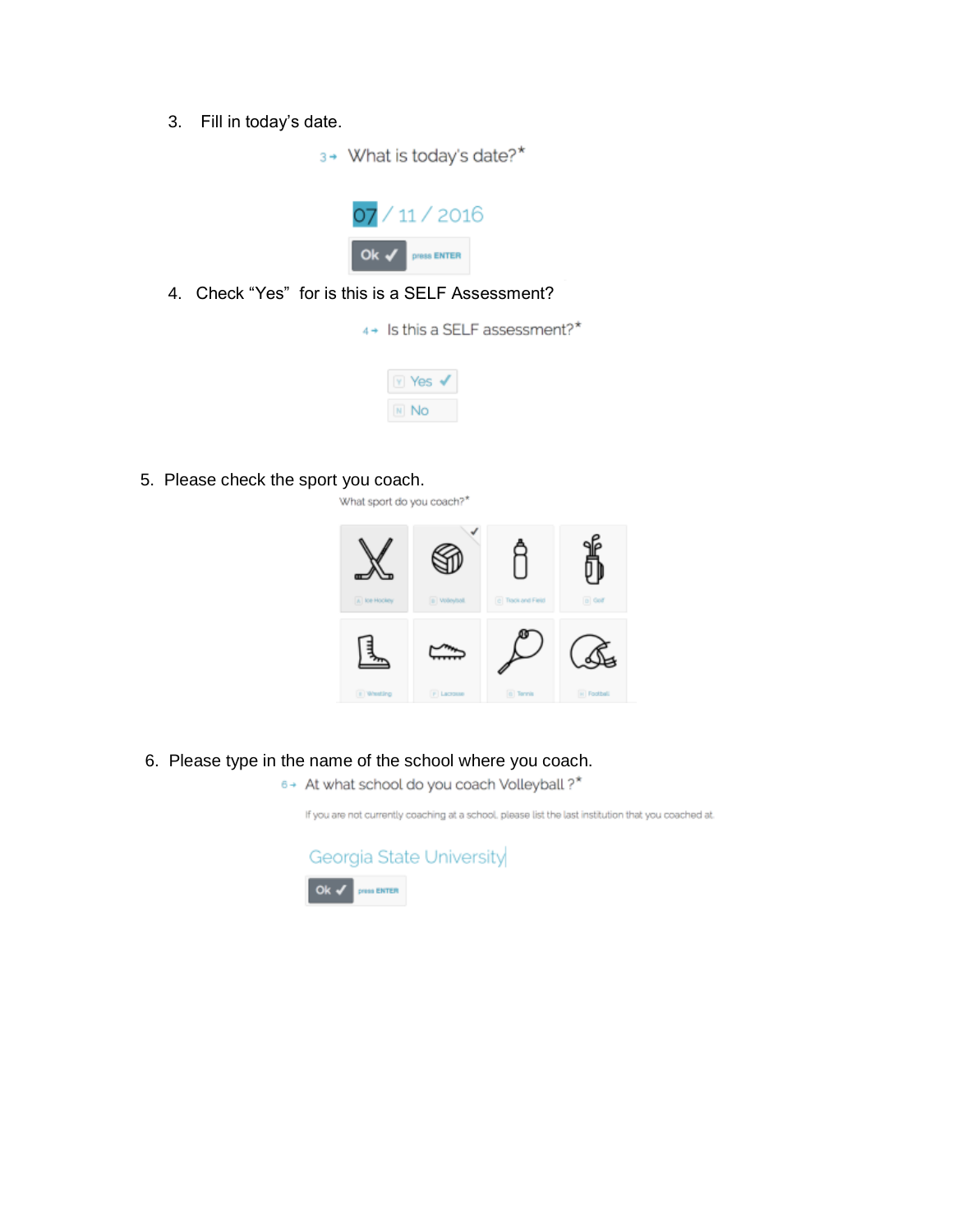3. Fill in today's date.

3→ What is today's date?*

07 / 11 / 2016

Ok ✓ press ENTER

4. Check "Yes" for is this is a SELF Assessment?

4→ Is this a SELF assessment?*

Y Yes ✓

N No

5. Please check the sport you coach.

What sport do you coach?*

A Ice Hockey | B Volleyball | C Track and Field | D Golf

E Wrestling | F Lacrosse | G Tennis | H Football

6. Please type in the name of the school where you coach.

6→ At what school do you coach Volleyball ?*

If you are not currently coaching at a school, please list the last institution that you coached at.

Georgia State University

Ok ✓ press ENTER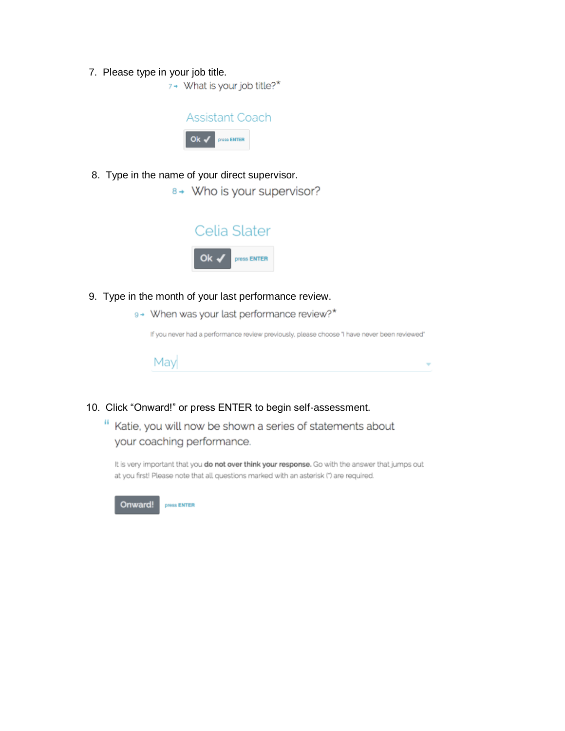7. Please type in your job title.

   7→ What is your job title?*

   Assistant Coach

   Ok ✓ press ENTER

8. Type in the name of your direct supervisor.

   8→ Who is your supervisor?

   Celia Slater

   Ok ✓ press ENTER

9. Type in the month of your last performance review.

   9→ When was your last performance review?*

   If you never had a performance review previously, please choose 'I have never been reviewed'

   May

10. Click "Onward!" or press ENTER to begin self-assessment.

    " Katie, you will now be shown a series of statements about your coaching performance.

    It is very important that you **do not over think your response.** Go with the answer that jumps out at you first! Please note that all questions marked with an asterisk (*) are required.

    Onward! press ENTER